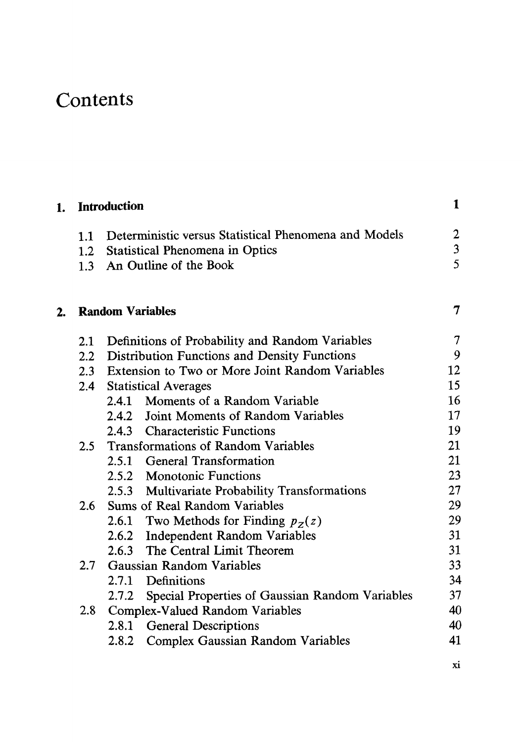# Contents

| | | |
|---|---|---|
| **1.** | **Introduction** | **1** |
| | 1.1 Deterministic versus Statistical Phenomena and Models | 2 |
| | 1.2 Statistical Phenomena in Optics | 3 |
| | 1.3 An Outline of the Book | 5 |
| **2.** | **Random Variables** | **7** |
| | 2.1 Definitions of Probability and Random Variables | 7 |
| | 2.2 Distribution Functions and Density Functions | 9 |
| | 2.3 Extension to Two or More Joint Random Variables | 12 |
| | 2.4 Statistical Averages | 15 |
| | 2.4.1 Moments of a Random Variable | 16 |
| | 2.4.2 Joint Moments of Random Variables | 17 |
| | 2.4.3 Characteristic Functions | 19 |
| | 2.5 Transformations of Random Variables | 21 |
| | 2.5.1 General Transformation | 21 |
| | 2.5.2 Monotonic Functions | 23 |
| | 2.5.3 Multivariate Probability Transformations | 27 |
| | 2.6 Sums of Real Random Variables | 29 |
| | 2.6.1 Two Methods for Finding $p_Z(z)$ | 29 |
| | 2.6.2 Independent Random Variables | 31 |
| | 2.6.3 The Central Limit Theorem | 31 |
| | 2.7 Gaussian Random Variables | 33 |
| | 2.7.1 Definitions | 34 |
| | 2.7.2 Special Properties of Gaussian Random Variables | 37 |
| | 2.8 Complex-Valued Random Variables | 40 |
| | 2.8.1 General Descriptions | 40 |
| | 2.8.2 Complex Gaussian Random Variables | 41 |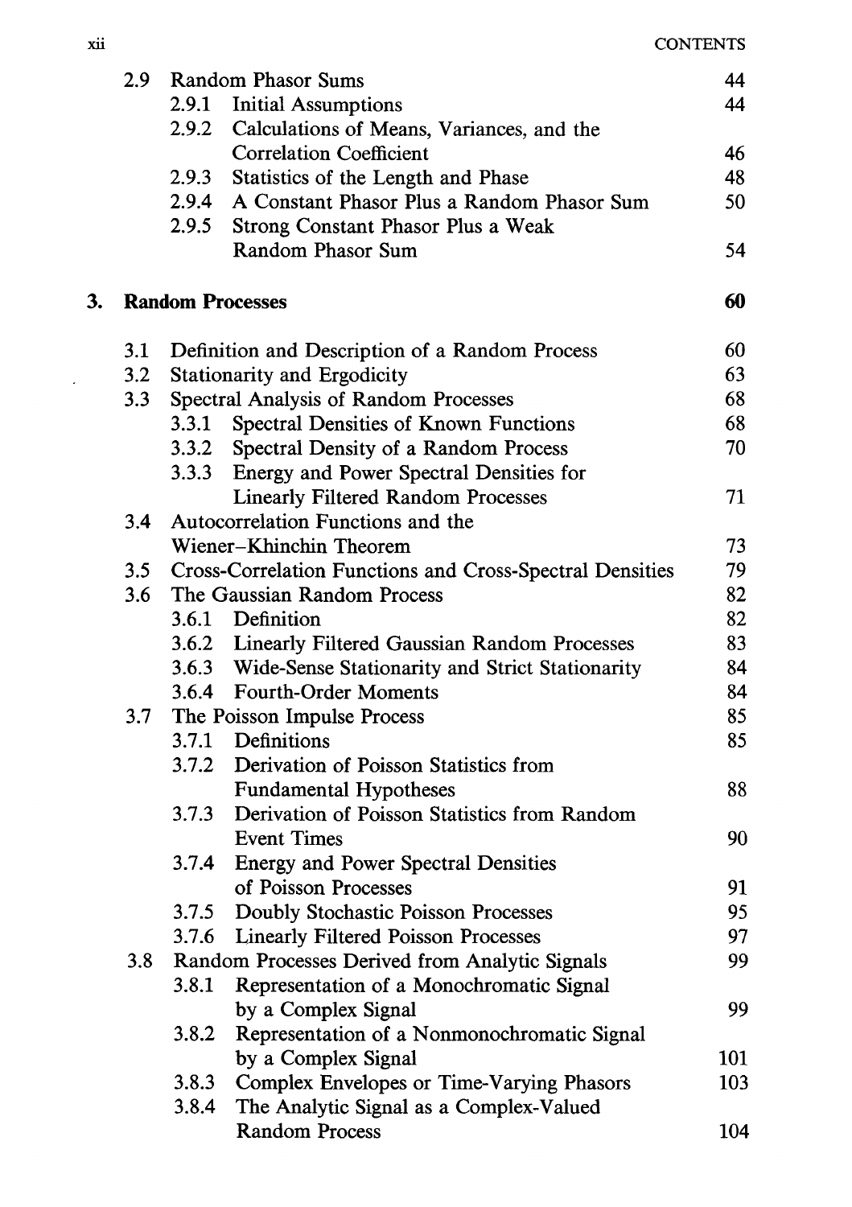| | | |
|---|---|---|
| 2.9 | Random Phasor Sums | 44 |
| | 2.9.1 Initial Assumptions | 44 |
| | 2.9.2 Calculations of Means, Variances, and the Correlation Coefficient | 46 |
| | 2.9.3 Statistics of the Length and Phase | 48 |
| | 2.9.4 A Constant Phasor Plus a Random Phasor Sum | 50 |
| | 2.9.5 Strong Constant Phasor Plus a Weak Random Phasor Sum | 54 |

**3. Random Processes** **60**

| | | |
|---|---|---|
| 3.1 | Definition and Description of a Random Process | 60 |
| 3.2 | Stationarity and Ergodicity | 63 |
| 3.3 | Spectral Analysis of Random Processes | 68 |
| | 3.3.1 Spectral Densities of Known Functions | 68 |
| | 3.3.2 Spectral Density of a Random Process | 70 |
| | 3.3.3 Energy and Power Spectral Densities for Linearly Filtered Random Processes | 71 |
| 3.4 | Autocorrelation Functions and the Wiener–Khinchin Theorem | 73 |
| 3.5 | Cross-Correlation Functions and Cross-Spectral Densities | 79 |
| 3.6 | The Gaussian Random Process | 82 |
| | 3.6.1 Definition | 82 |
| | 3.6.2 Linearly Filtered Gaussian Random Processes | 83 |
| | 3.6.3 Wide-Sense Stationarity and Strict Stationarity | 84 |
| | 3.6.4 Fourth-Order Moments | 84 |
| 3.7 | The Poisson Impulse Process | 85 |
| | 3.7.1 Definitions | 85 |
| | 3.7.2 Derivation of Poisson Statistics from Fundamental Hypotheses | 88 |
| | 3.7.3 Derivation of Poisson Statistics from Random Event Times | 90 |
| | 3.7.4 Energy and Power Spectral Densities of Poisson Processes | 91 |
| | 3.7.5 Doubly Stochastic Poisson Processes | 95 |
| | 3.7.6 Linearly Filtered Poisson Processes | 97 |
| 3.8 | Random Processes Derived from Analytic Signals | 99 |
| | 3.8.1 Representation of a Monochromatic Signal by a Complex Signal | 99 |
| | 3.8.2 Representation of a Nonmonochromatic Signal by a Complex Signal | 101 |
| | 3.8.3 Complex Envelopes or Time-Varying Phasors | 103 |
| | 3.8.4 The Analytic Signal as a Complex-Valued Random Process | 104 |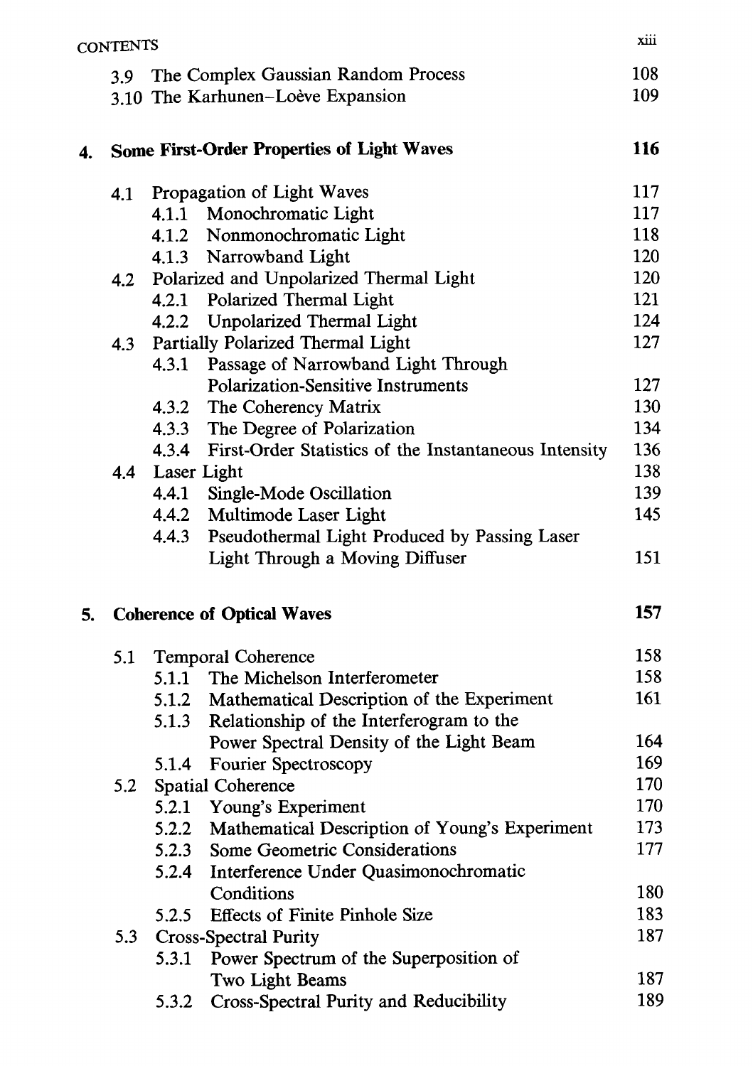3.9 The Complex Gaussian Random Process 108
3.10 The Karhunen–Loève Expansion 109

**4. Some First-Order Properties of Light Waves 116**

4.1 Propagation of Light Waves 117
- 4.1.1 Monochromatic Light 117
- 4.1.2 Nonmonochromatic Light 118
- 4.1.3 Narrowband Light 120

4.2 Polarized and Unpolarized Thermal Light 120
- 4.2.1 Polarized Thermal Light 121
- 4.2.2 Unpolarized Thermal Light 124

4.3 Partially Polarized Thermal Light 127
- 4.3.1 Passage of Narrowband Light Through Polarization-Sensitive Instruments 127
- 4.3.2 The Coherency Matrix 130
- 4.3.3 The Degree of Polarization 134
- 4.3.4 First-Order Statistics of the Instantaneous Intensity 136

4.4 Laser Light 138
- 4.4.1 Single-Mode Oscillation 139
- 4.4.2 Multimode Laser Light 145
- 4.4.3 Pseudothermal Light Produced by Passing Laser Light Through a Moving Diffuser 151

**5. Coherence of Optical Waves 157**

5.1 Temporal Coherence 158
- 5.1.1 The Michelson Interferometer 158
- 5.1.2 Mathematical Description of the Experiment 161
- 5.1.3 Relationship of the Interferogram to the Power Spectral Density of the Light Beam 164
- 5.1.4 Fourier Spectroscopy 169

5.2 Spatial Coherence 170
- 5.2.1 Young's Experiment 170
- 5.2.2 Mathematical Description of Young's Experiment 173
- 5.2.3 Some Geometric Considerations 177
- 5.2.4 Interference Under Quasimonochromatic Conditions 180
- 5.2.5 Effects of Finite Pinhole Size 183

5.3 Cross-Spectral Purity 187
- 5.3.1 Power Spectrum of the Superposition of Two Light Beams 187
- 5.3.2 Cross-Spectral Purity and Reducibility 189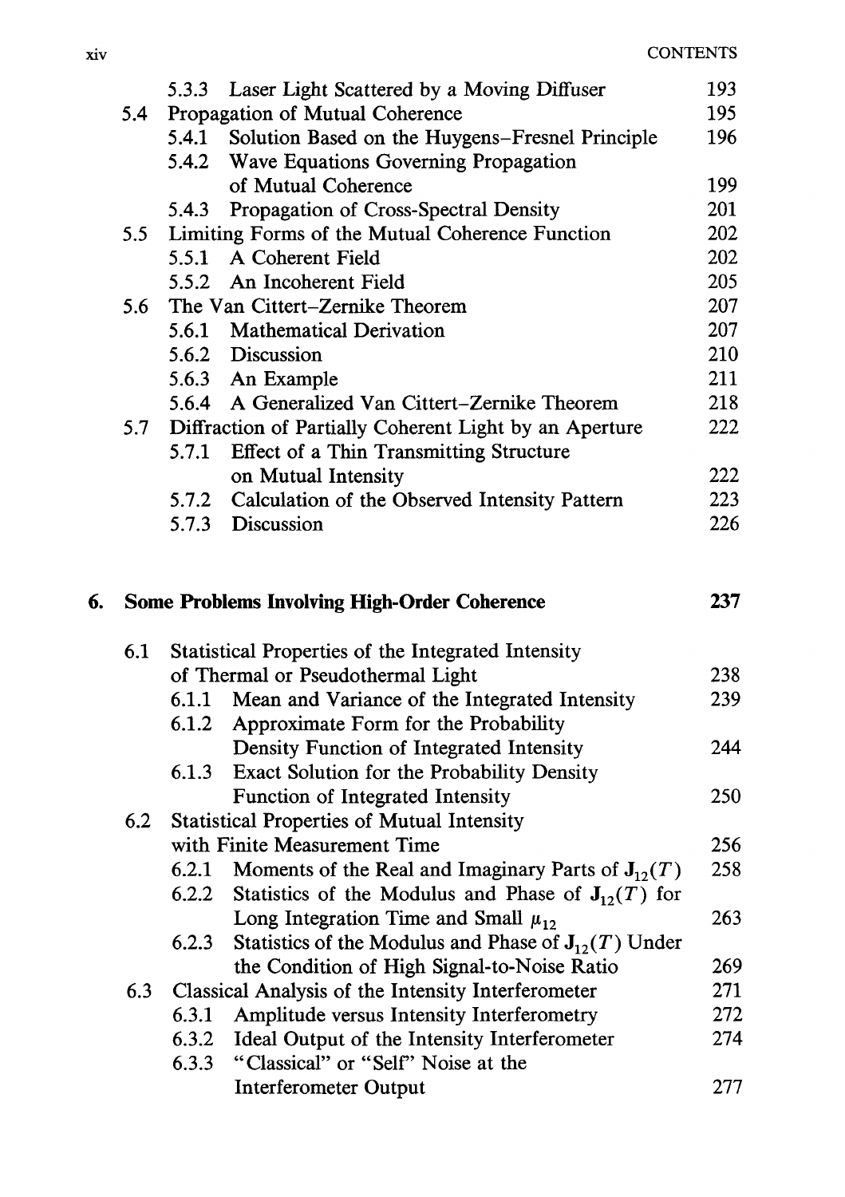5.3.3 Laser Light Scattered by a Moving Diffuser 193

5.4 Propagation of Mutual Coherence 195

5.4.1 Solution Based on the Huygens–Fresnel Principle 196

5.4.2 Wave Equations Governing Propagation of Mutual Coherence 199

5.4.3 Propagation of Cross-Spectral Density 201

5.5 Limiting Forms of the Mutual Coherence Function 202

5.5.1 A Coherent Field 202

5.5.2 An Incoherent Field 205

5.6 The Van Cittert–Zernike Theorem 207

5.6.1 Mathematical Derivation 207

5.6.2 Discussion 210

5.6.3 An Example 211

5.6.4 A Generalized Van Cittert–Zernike Theorem 218

5.7 Diffraction of Partially Coherent Light by an Aperture 222

5.7.1 Effect of a Thin Transmitting Structure on Mutual Intensity 222

5.7.2 Calculation of the Observed Intensity Pattern 223

5.7.3 Discussion 226

**6. Some Problems Involving High-Order Coherence 237**

6.1 Statistical Properties of the Integrated Intensity of Thermal or Pseudothermal Light 238

6.1.1 Mean and Variance of the Integrated Intensity 239

6.1.2 Approximate Form for the Probability Density Function of Integrated Intensity 244

6.1.3 Exact Solution for the Probability Density Function of Integrated Intensity 250

6.2 Statistical Properties of Mutual Intensity with Finite Measurement Time 256

6.2.1 Moments of the Real and Imaginary Parts of $\mathbf{J}_{12}(T)$ 258

6.2.2 Statistics of the Modulus and Phase of $\mathbf{J}_{12}(T)$ for Long Integration Time and Small $\mu_{12}$ 263

6.2.3 Statistics of the Modulus and Phase of $\mathbf{J}_{12}(T)$ Under the Condition of High Signal-to-Noise Ratio 269

6.3 Classical Analysis of the Intensity Interferometer 271

6.3.1 Amplitude versus Intensity Interferometry 272

6.3.2 Ideal Output of the Intensity Interferometer 274

6.3.3 "Classical" or "Self" Noise at the Interferometer Output 277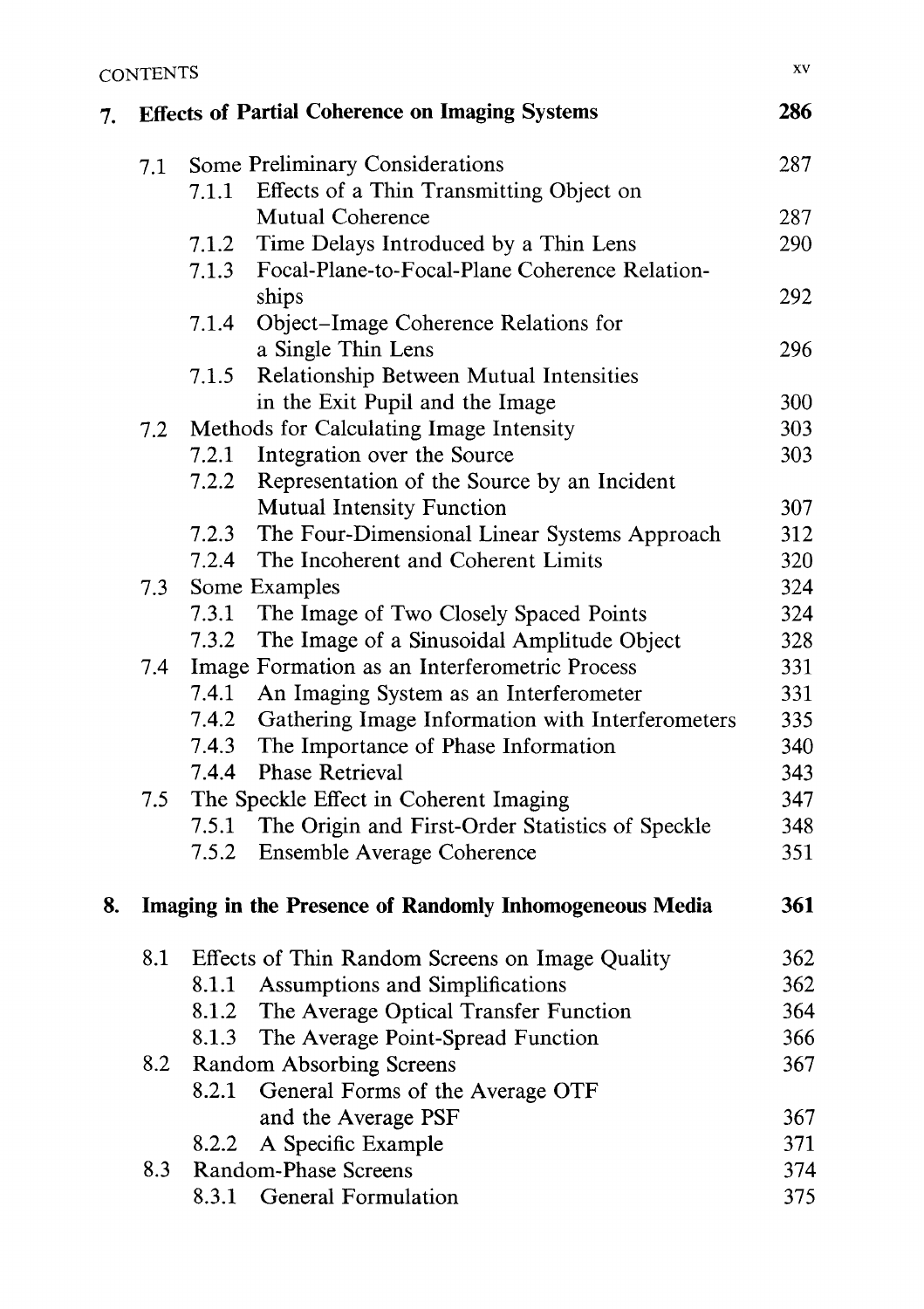| | | |
|---|---|---|
| **7.** | **Effects of Partial Coherence on Imaging Systems** | **286** |
| 7.1 | Some Preliminary Considerations | 287 |
| 7.1.1 | Effects of a Thin Transmitting Object on Mutual Coherence | 287 |
| 7.1.2 | Time Delays Introduced by a Thin Lens | 290 |
| 7.1.3 | Focal-Plane-to-Focal-Plane Coherence Relationships | 292 |
| 7.1.4 | Object–Image Coherence Relations for a Single Thin Lens | 296 |
| 7.1.5 | Relationship Between Mutual Intensities in the Exit Pupil and the Image | 300 |
| 7.2 | Methods for Calculating Image Intensity | 303 |
| 7.2.1 | Integration over the Source | 303 |
| 7.2.2 | Representation of the Source by an Incident Mutual Intensity Function | 307 |
| 7.2.3 | The Four-Dimensional Linear Systems Approach | 312 |
| 7.2.4 | The Incoherent and Coherent Limits | 320 |
| 7.3 | Some Examples | 324 |
| 7.3.1 | The Image of Two Closely Spaced Points | 324 |
| 7.3.2 | The Image of a Sinusoidal Amplitude Object | 328 |
| 7.4 | Image Formation as an Interferometric Process | 331 |
| 7.4.1 | An Imaging System as an Interferometer | 331 |
| 7.4.2 | Gathering Image Information with Interferometers | 335 |
| 7.4.3 | The Importance of Phase Information | 340 |
| 7.4.4 | Phase Retrieval | 343 |
| 7.5 | The Speckle Effect in Coherent Imaging | 347 |
| 7.5.1 | The Origin and First-Order Statistics of Speckle | 348 |
| 7.5.2 | Ensemble Average Coherence | 351 |
| **8.** | **Imaging in the Presence of Randomly Inhomogeneous Media** | **361** |
| 8.1 | Effects of Thin Random Screens on Image Quality | 362 |
| 8.1.1 | Assumptions and Simplifications | 362 |
| 8.1.2 | The Average Optical Transfer Function | 364 |
| 8.1.3 | The Average Point-Spread Function | 366 |
| 8.2 | Random Absorbing Screens | 367 |
| 8.2.1 | General Forms of the Average OTF and the Average PSF | 367 |
| 8.2.2 | A Specific Example | 371 |
| 8.3 | Random-Phase Screens | 374 |
| 8.3.1 | General Formulation | 375 |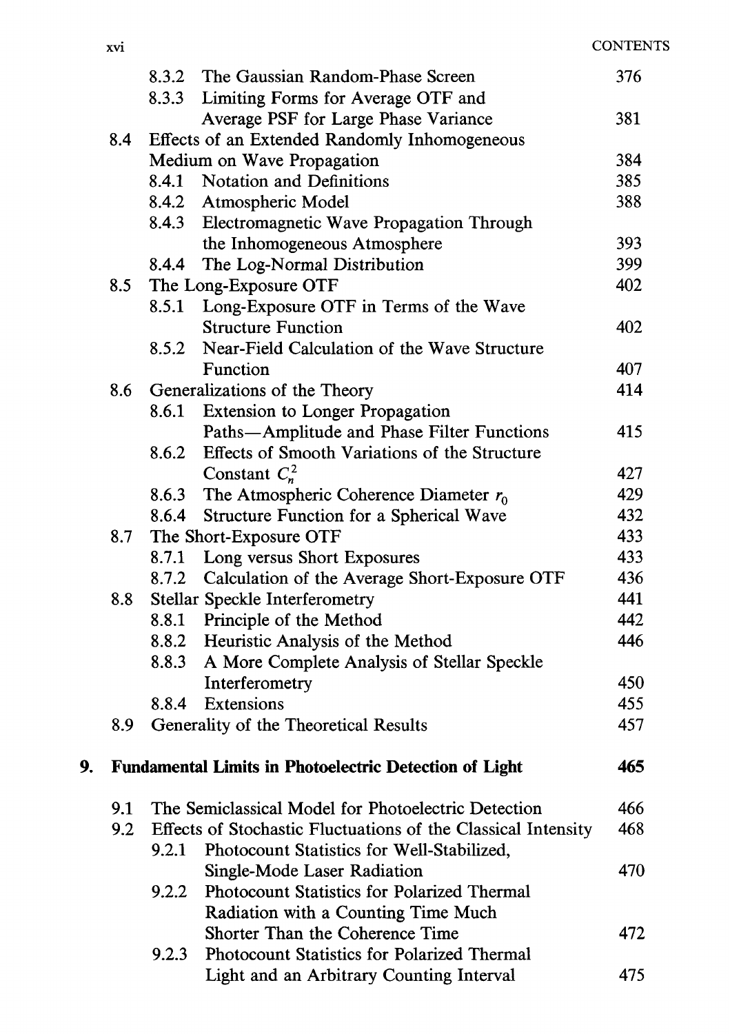8.3.2 The Gaussian Random-Phase Screen 376

8.3.3 Limiting Forms for Average OTF and Average PSF for Large Phase Variance 381

8.4 Effects of an Extended Randomly Inhomogeneous Medium on Wave Propagation 384

8.4.1 Notation and Definitions 385

8.4.2 Atmospheric Model 388

8.4.3 Electromagnetic Wave Propagation Through the Inhomogeneous Atmosphere 393

8.4.4 The Log-Normal Distribution 399

8.5 The Long-Exposure OTF 402

8.5.1 Long-Exposure OTF in Terms of the Wave Structure Function 402

8.5.2 Near-Field Calculation of the Wave Structure Function 407

8.6 Generalizations of the Theory 414

8.6.1 Extension to Longer Propagation Paths—Amplitude and Phase Filter Functions 415

8.6.2 Effects of Smooth Variations of the Structure Constant $C_n^2$ 427

8.6.3 The Atmospheric Coherence Diameter $r_0$ 429

8.6.4 Structure Function for a Spherical Wave 432

8.7 The Short-Exposure OTF 433

8.7.1 Long versus Short Exposures 433

8.7.2 Calculation of the Average Short-Exposure OTF 436

8.8 Stellar Speckle Interferometry 441

8.8.1 Principle of the Method 442

8.8.2 Heuristic Analysis of the Method 446

8.8.3 A More Complete Analysis of Stellar Speckle Interferometry 450

8.8.4 Extensions 455

8.9 Generality of the Theoretical Results 457

**9. Fundamental Limits in Photoelectric Detection of Light 465**

9.1 The Semiclassical Model for Photoelectric Detection 466

9.2 Effects of Stochastic Fluctuations of the Classical Intensity 468

9.2.1 Photocount Statistics for Well-Stabilized, Single-Mode Laser Radiation 470

9.2.2 Photocount Statistics for Polarized Thermal Radiation with a Counting Time Much Shorter Than the Coherence Time 472

9.2.3 Photocount Statistics for Polarized Thermal Light and an Arbitrary Counting Interval 475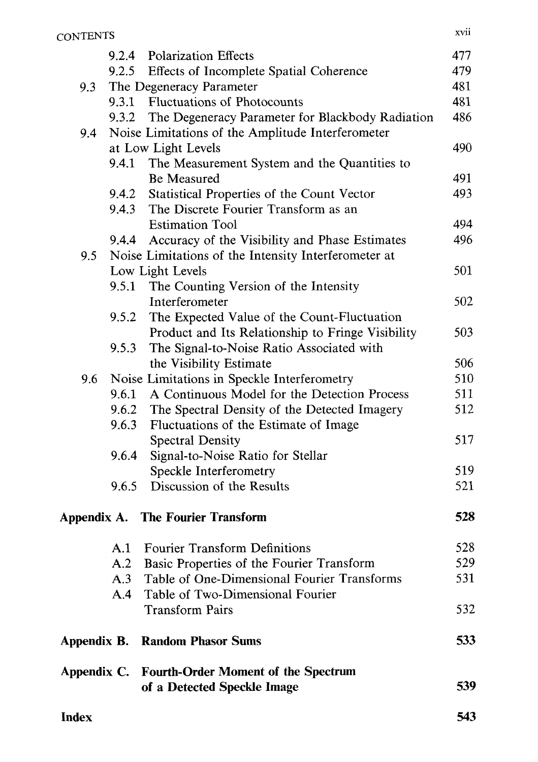| | | |
|---|---|---|
| 9.2.4 | Polarization Effects | 477 |
| 9.2.5 | Effects of Incomplete Spatial Coherence | 479 |
| 9.3 | The Degeneracy Parameter | 481 |
| 9.3.1 | Fluctuations of Photocounts | 481 |
| 9.3.2 | The Degeneracy Parameter for Blackbody Radiation | 486 |
| 9.4 | Noise Limitations of the Amplitude Interferometer at Low Light Levels | 490 |
| 9.4.1 | The Measurement System and the Quantities to Be Measured | 491 |
| 9.4.2 | Statistical Properties of the Count Vector | 493 |
| 9.4.3 | The Discrete Fourier Transform as an Estimation Tool | 494 |
| 9.4.4 | Accuracy of the Visibility and Phase Estimates | 496 |
| 9.5 | Noise Limitations of the Intensity Interferometer at Low Light Levels | 501 |
| 9.5.1 | The Counting Version of the Intensity Interferometer | 502 |
| 9.5.2 | The Expected Value of the Count-Fluctuation Product and Its Relationship to Fringe Visibility | 503 |
| 9.5.3 | The Signal-to-Noise Ratio Associated with the Visibility Estimate | 506 |
| 9.6 | Noise Limitations in Speckle Interferometry | 510 |
| 9.6.1 | A Continuous Model for the Detection Process | 511 |
| 9.6.2 | The Spectral Density of the Detected Imagery | 512 |
| 9.6.3 | Fluctuations of the Estimate of Image Spectral Density | 517 |
| 9.6.4 | Signal-to-Noise Ratio for Stellar Speckle Interferometry | 519 |
| 9.6.5 | Discussion of the Results | 521 |

**Appendix A. The Fourier Transform** **528**

| | | |
|---|---|---|
| A.1 | Fourier Transform Definitions | 528 |
| A.2 | Basic Properties of the Fourier Transform | 529 |
| A.3 | Table of One-Dimensional Fourier Transforms | 531 |
| A.4 | Table of Two-Dimensional Fourier Transform Pairs | 532 |

**Appendix B. Random Phasor Sums** **533**

**Appendix C. Fourth-Order Moment of the Spectrum of a Detected Speckle Image** **539**

**Index** **543**